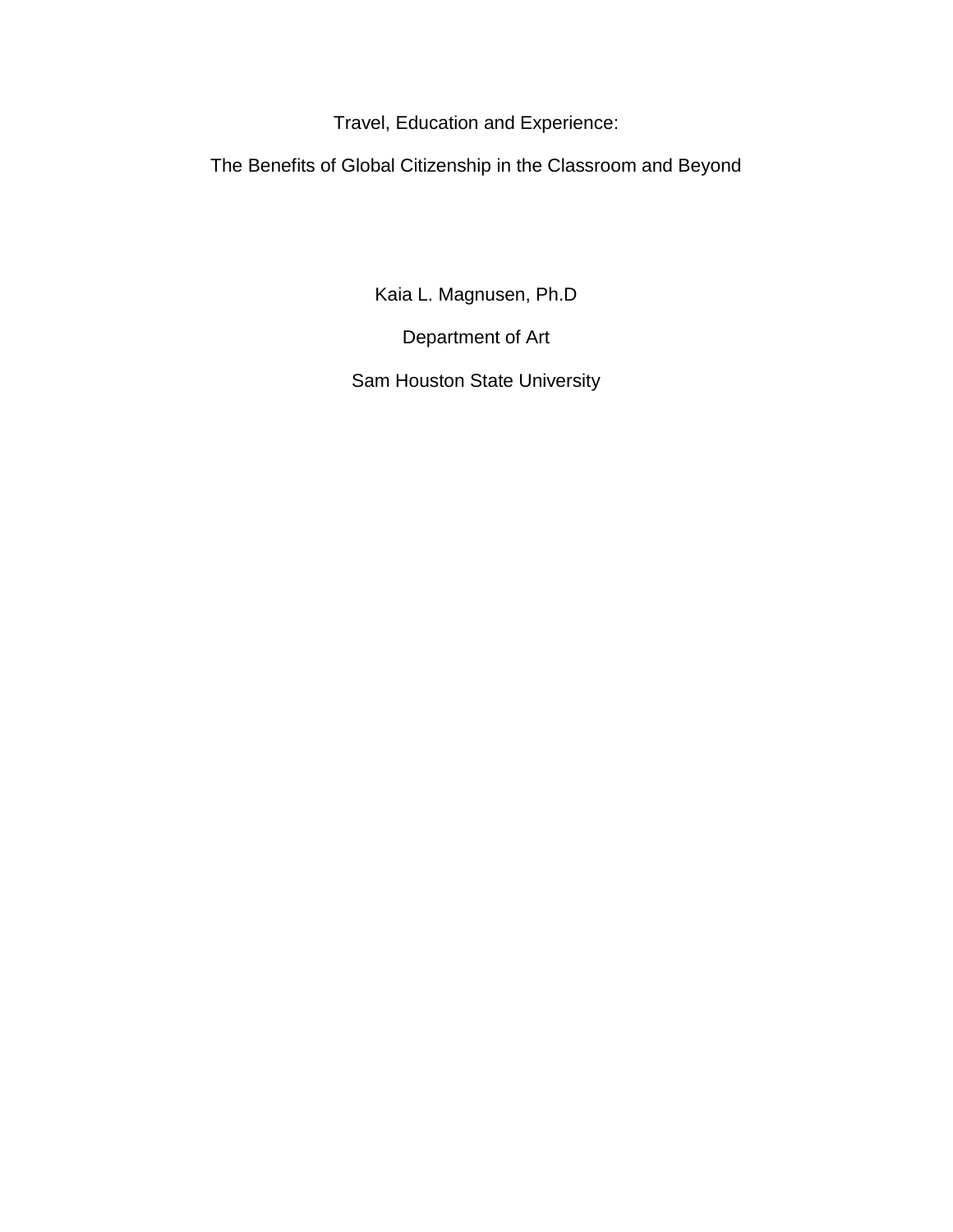# Travel, Education and Experience:

## The Benefits of Global Citizenship in the Classroom and Beyond

Kaia L. Magnusen, Ph.D

Department of Art

Sam Houston State University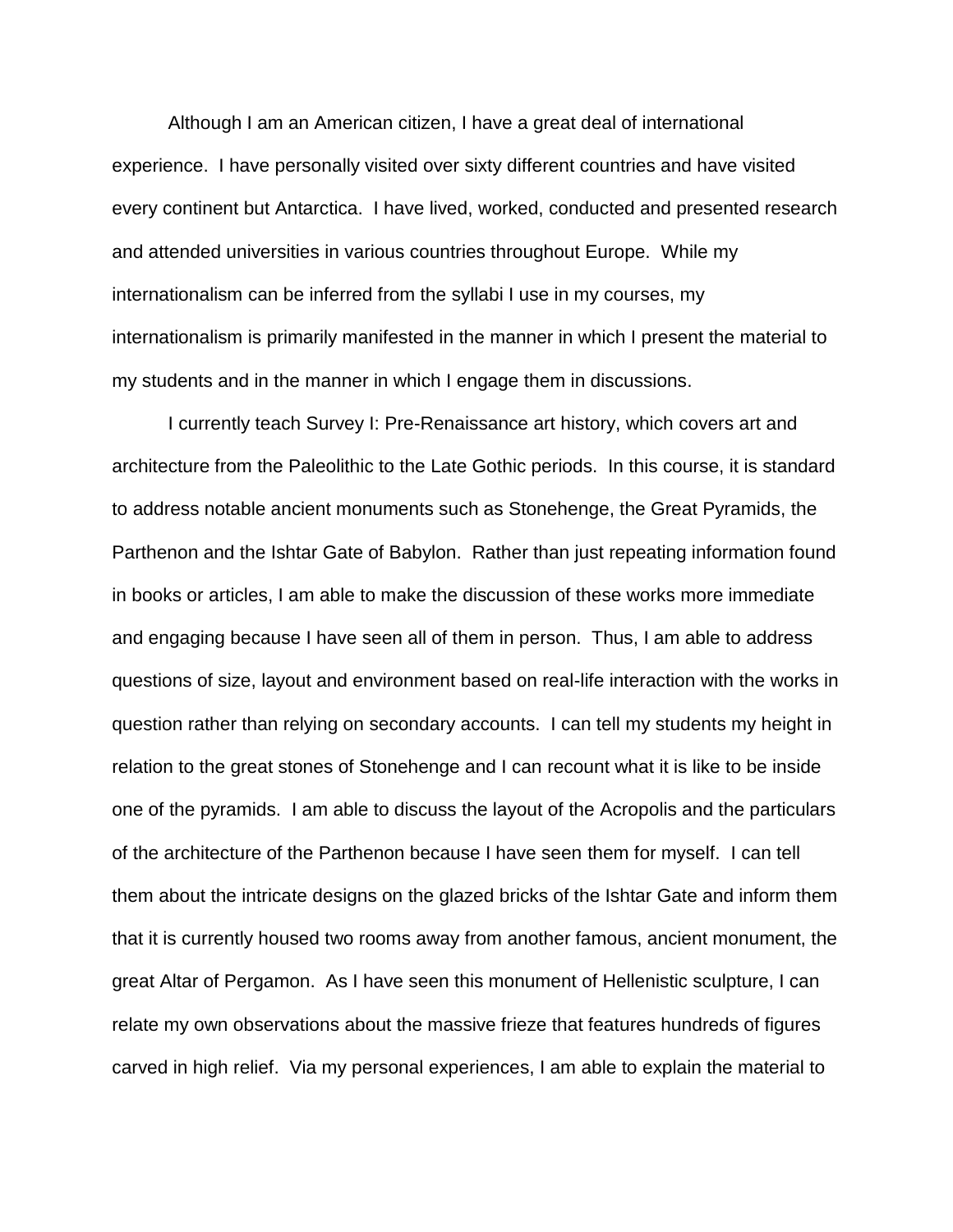Although I am an American citizen, I have a great deal of international experience. I have personally visited over sixty different countries and have visited every continent but Antarctica. I have lived, worked, conducted and presented research and attended universities in various countries throughout Europe. While my internationalism can be inferred from the syllabi I use in my courses, my internationalism is primarily manifested in the manner in which I present the material to my students and in the manner in which I engage them in discussions.

I currently teach Survey I: Pre-Renaissance art history, which covers art and architecture from the Paleolithic to the Late Gothic periods. In this course, it is standard to address notable ancient monuments such as Stonehenge, the Great Pyramids, the Parthenon and the Ishtar Gate of Babylon. Rather than just repeating information found in books or articles, I am able to make the discussion of these works more immediate and engaging because I have seen all of them in person. Thus, I am able to address questions of size, layout and environment based on real-life interaction with the works in question rather than relying on secondary accounts. I can tell my students my height in relation to the great stones of Stonehenge and I can recount what it is like to be inside one of the pyramids. I am able to discuss the layout of the Acropolis and the particulars of the architecture of the Parthenon because I have seen them for myself. I can tell them about the intricate designs on the glazed bricks of the Ishtar Gate and inform them that it is currently housed two rooms away from another famous, ancient monument, the great Altar of Pergamon. As I have seen this monument of Hellenistic sculpture, I can relate my own observations about the massive frieze that features hundreds of figures carved in high relief. Via my personal experiences, I am able to explain the material to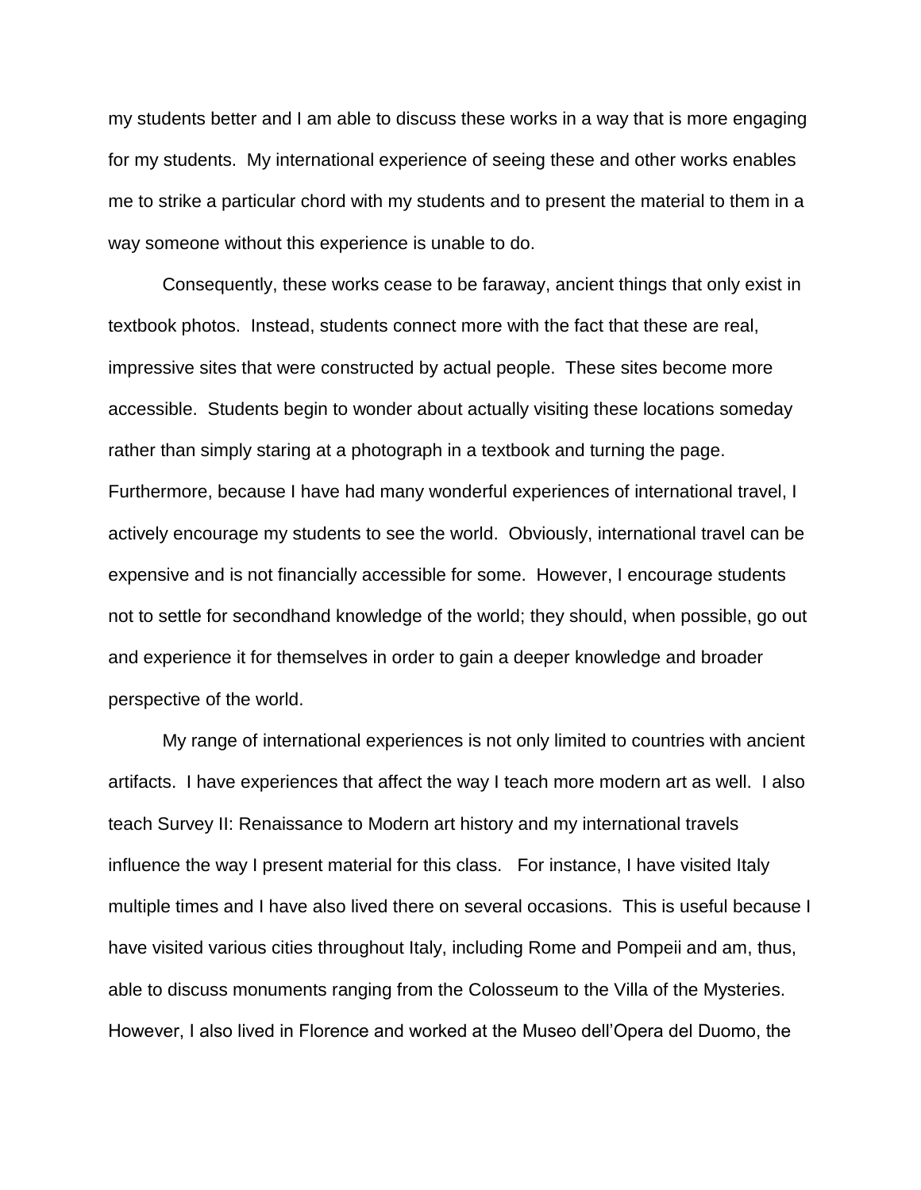my students better and I am able to discuss these works in a way that is more engaging for my students. My international experience of seeing these and other works enables me to strike a particular chord with my students and to present the material to them in a way someone without this experience is unable to do.

Consequently, these works cease to be faraway, ancient things that only exist in textbook photos. Instead, students connect more with the fact that these are real, impressive sites that were constructed by actual people. These sites become more accessible. Students begin to wonder about actually visiting these locations someday rather than simply staring at a photograph in a textbook and turning the page. Furthermore, because I have had many wonderful experiences of international travel, I actively encourage my students to see the world. Obviously, international travel can be expensive and is not financially accessible for some. However, I encourage students not to settle for secondhand knowledge of the world; they should, when possible, go out and experience it for themselves in order to gain a deeper knowledge and broader perspective of the world.

My range of international experiences is not only limited to countries with ancient artifacts. I have experiences that affect the way I teach more modern art as well. I also teach Survey II: Renaissance to Modern art history and my international travels influence the way I present material for this class. For instance, I have visited Italy multiple times and I have also lived there on several occasions. This is useful because I have visited various cities throughout Italy, including Rome and Pompeii and am, thus, able to discuss monuments ranging from the Colosseum to the Villa of the Mysteries. However, I also lived in Florence and worked at the Museo dell'Opera del Duomo, the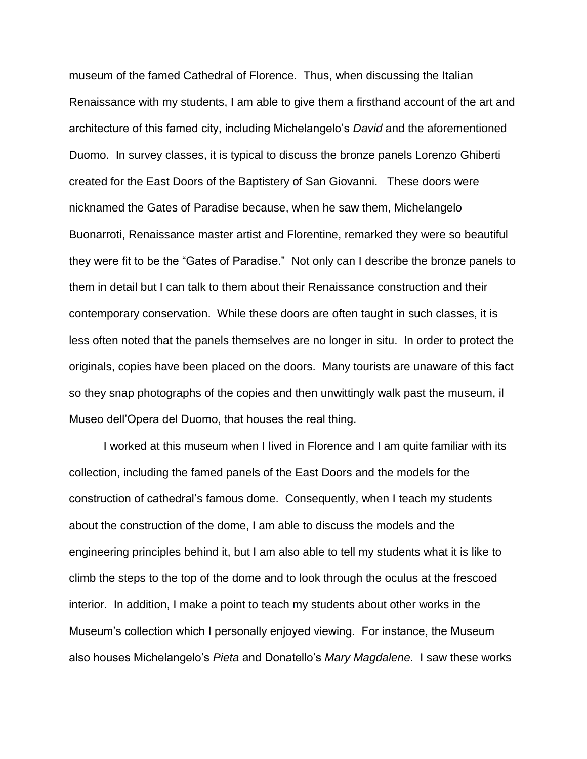museum of the famed Cathedral of Florence. Thus, when discussing the Italian Renaissance with my students, I am able to give them a firsthand account of the art and architecture of this famed city, including Michelangelo's *David* and the aforementioned Duomo. In survey classes, it is typical to discuss the bronze panels Lorenzo Ghiberti created for the East Doors of the Baptistery of San Giovanni. These doors were nicknamed the Gates of Paradise because, when he saw them, Michelangelo Buonarroti, Renaissance master artist and Florentine, remarked they were so beautiful they were fit to be the "Gates of Paradise." Not only can I describe the bronze panels to them in detail but I can talk to them about their Renaissance construction and their contemporary conservation. While these doors are often taught in such classes, it is less often noted that the panels themselves are no longer in situ. In order to protect the originals, copies have been placed on the doors. Many tourists are unaware of this fact so they snap photographs of the copies and then unwittingly walk past the museum, il Museo dell'Opera del Duomo, that houses the real thing.

I worked at this museum when I lived in Florence and I am quite familiar with its collection, including the famed panels of the East Doors and the models for the construction of cathedral's famous dome. Consequently, when I teach my students about the construction of the dome, I am able to discuss the models and the engineering principles behind it, but I am also able to tell my students what it is like to climb the steps to the top of the dome and to look through the oculus at the frescoed interior. In addition, I make a point to teach my students about other works in the Museum's collection which I personally enjoyed viewing. For instance, the Museum also houses Michelangelo's *Pieta* and Donatello's *Mary Magdalene.* I saw these works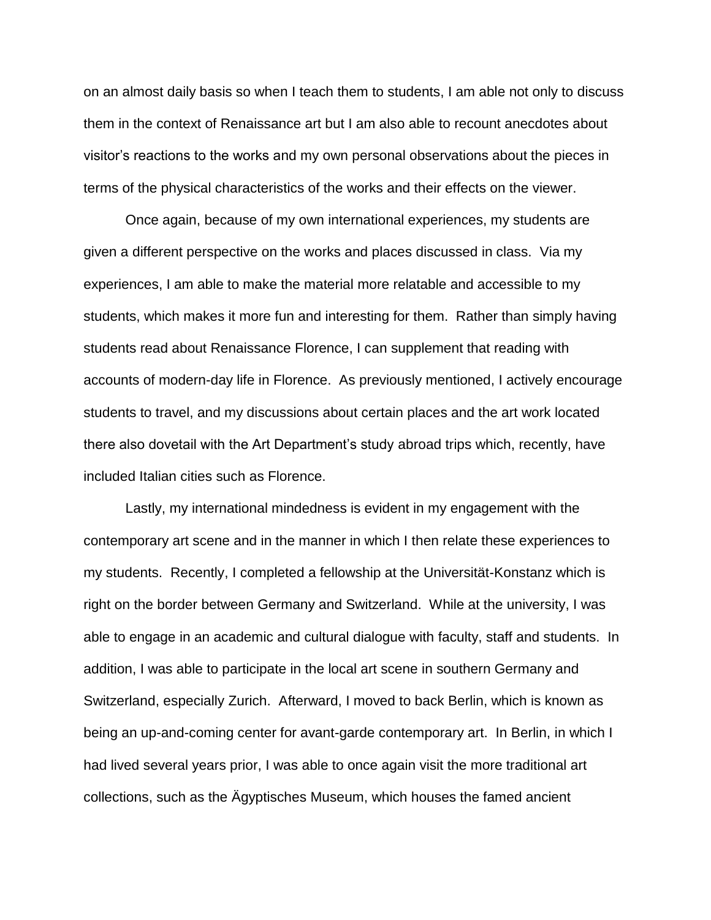on an almost daily basis so when I teach them to students, I am able not only to discuss them in the context of Renaissance art but I am also able to recount anecdotes about visitor's reactions to the works and my own personal observations about the pieces in terms of the physical characteristics of the works and their effects on the viewer.

Once again, because of my own international experiences, my students are given a different perspective on the works and places discussed in class. Via my experiences, I am able to make the material more relatable and accessible to my students, which makes it more fun and interesting for them. Rather than simply having students read about Renaissance Florence, I can supplement that reading with accounts of modern-day life in Florence. As previously mentioned, I actively encourage students to travel, and my discussions about certain places and the art work located there also dovetail with the Art Department's study abroad trips which, recently, have included Italian cities such as Florence.

Lastly, my international mindedness is evident in my engagement with the contemporary art scene and in the manner in which I then relate these experiences to my students. Recently, I completed a fellowship at the Universität-Konstanz which is right on the border between Germany and Switzerland. While at the university, I was able to engage in an academic and cultural dialogue with faculty, staff and students. In addition, I was able to participate in the local art scene in southern Germany and Switzerland, especially Zurich. Afterward, I moved to back Berlin, which is known as being an up-and-coming center for avant-garde contemporary art. In Berlin, in which I had lived several years prior, I was able to once again visit the more traditional art collections, such as the Ägyptisches Museum, which houses the famed ancient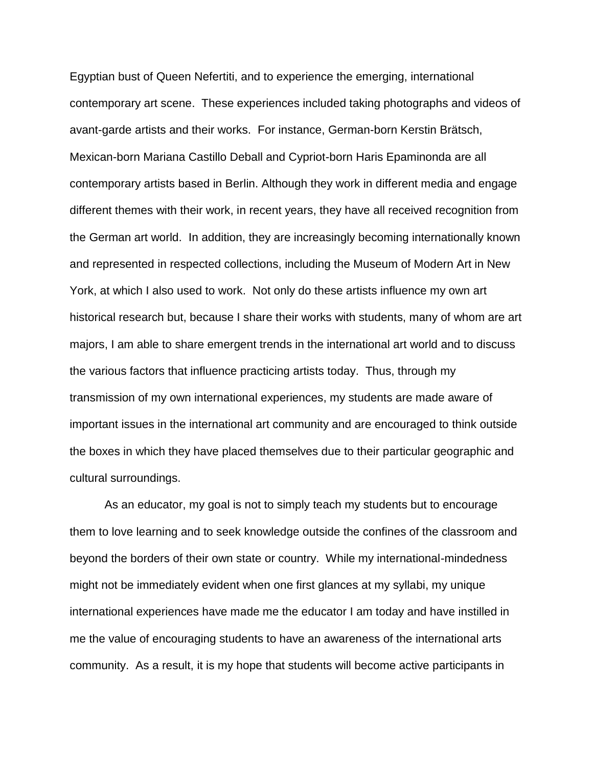Egyptian bust of Queen Nefertiti, and to experience the emerging, international contemporary art scene. These experiences included taking photographs and videos of avant-garde artists and their works. For instance, German-born Kerstin Brätsch, Mexican-born Mariana Castillo Deball and Cypriot-born Haris Epaminonda are all contemporary artists based in Berlin. Although they work in different media and engage different themes with their work, in recent years, they have all received recognition from the German art world. In addition, they are increasingly becoming internationally known and represented in respected collections, including the Museum of Modern Art in New York, at which I also used to work. Not only do these artists influence my own art historical research but, because I share their works with students, many of whom are art majors, I am able to share emergent trends in the international art world and to discuss the various factors that influence practicing artists today. Thus, through my transmission of my own international experiences, my students are made aware of important issues in the international art community and are encouraged to think outside the boxes in which they have placed themselves due to their particular geographic and cultural surroundings.

As an educator, my goal is not to simply teach my students but to encourage them to love learning and to seek knowledge outside the confines of the classroom and beyond the borders of their own state or country. While my international-mindedness might not be immediately evident when one first glances at my syllabi, my unique international experiences have made me the educator I am today and have instilled in me the value of encouraging students to have an awareness of the international arts community. As a result, it is my hope that students will become active participants in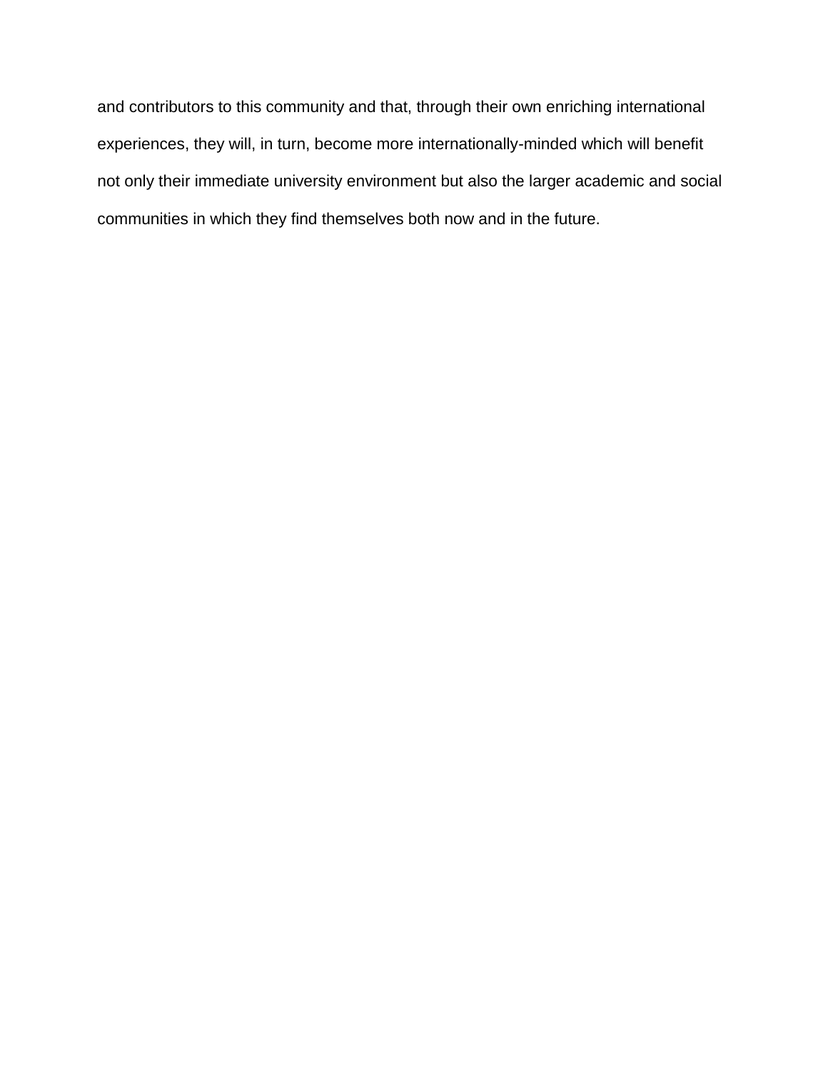and contributors to this community and that, through their own enriching international experiences, they will, in turn, become more internationally-minded which will benefit not only their immediate university environment but also the larger academic and social communities in which they find themselves both now and in the future.